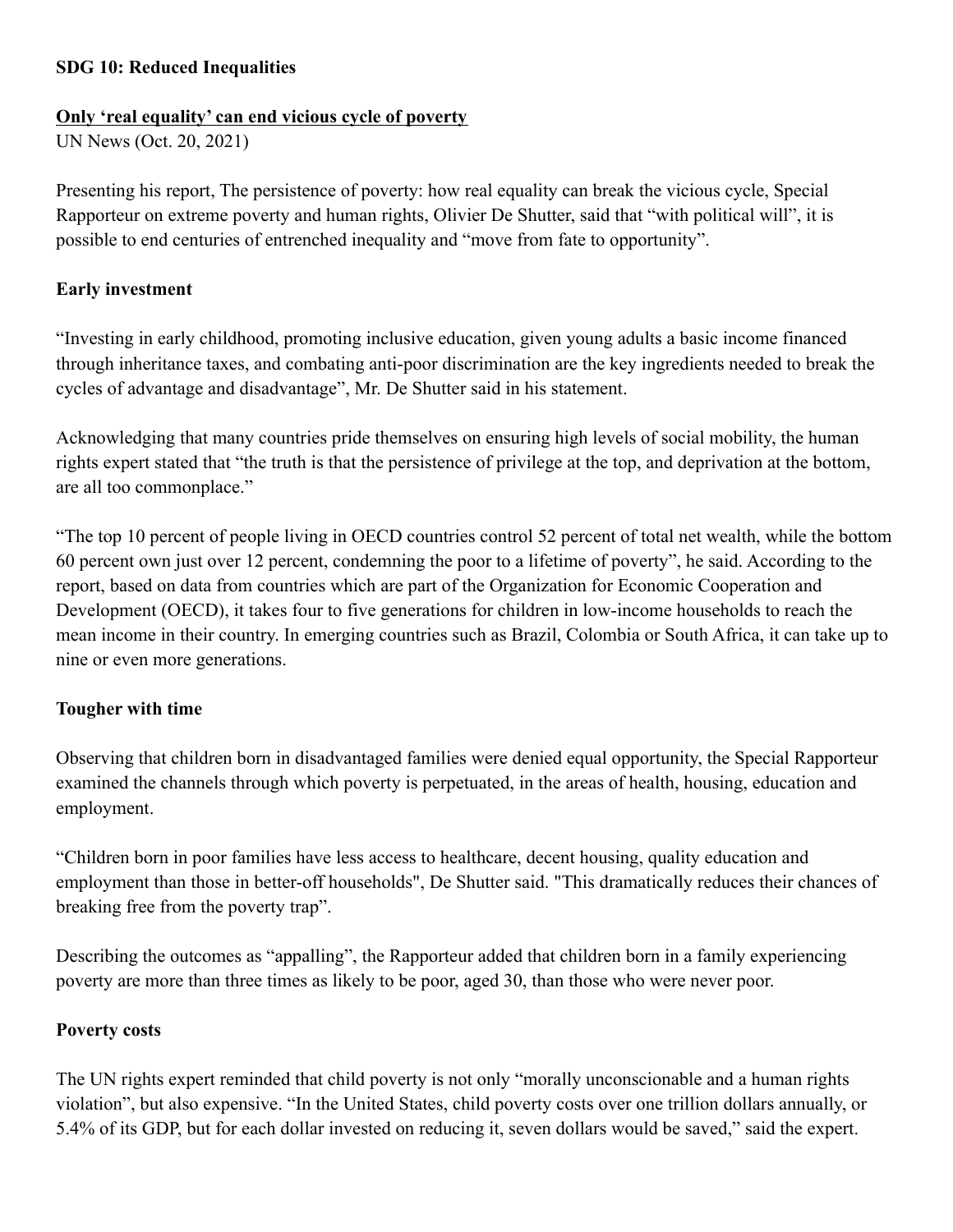**SDG 10: Reduced Inequalities**

**Only 'real equality' can end vicious cycle of poverty**
UN News (Oct. 20, 2021)

Presenting his report, The persistence of poverty: how real equality can break the vicious cycle, Special Rapporteur on extreme poverty and human rights, Olivier De Shutter, said that "with political will", it is possible to end centuries of entrenched inequality and "move from fate to opportunity".

**Early investment**

"Investing in early childhood, promoting inclusive education, given young adults a basic income financed through inheritance taxes, and combating anti-poor discrimination are the key ingredients needed to break the cycles of advantage and disadvantage", Mr. De Shutter said in his statement.

Acknowledging that many countries pride themselves on ensuring high levels of social mobility, the human rights expert stated that "the truth is that the persistence of privilege at the top, and deprivation at the bottom, are all too commonplace."

"The top 10 percent of people living in OECD countries control 52 percent of total net wealth, while the bottom 60 percent own just over 12 percent, condemning the poor to a lifetime of poverty", he said. According to the report, based on data from countries which are part of the Organization for Economic Cooperation and Development (OECD), it takes four to five generations for children in low-income households to reach the mean income in their country. In emerging countries such as Brazil, Colombia or South Africa, it can take up to nine or even more generations.

**Tougher with time**

Observing that children born in disadvantaged families were denied equal opportunity, the Special Rapporteur examined the channels through which poverty is perpetuated, in the areas of health, housing, education and employment.

"Children born in poor families have less access to healthcare, decent housing, quality education and employment than those in better-off households", De Shutter said. "This dramatically reduces their chances of breaking free from the poverty trap".

Describing the outcomes as "appalling", the Rapporteur added that children born in a family experiencing poverty are more than three times as likely to be poor, aged 30, than those who were never poor.

**Poverty costs**

The UN rights expert reminded that child poverty is not only "morally unconscionable and a human rights violation", but also expensive. "In the United States, child poverty costs over one trillion dollars annually, or 5.4% of its GDP, but for each dollar invested on reducing it, seven dollars would be saved," said the expert.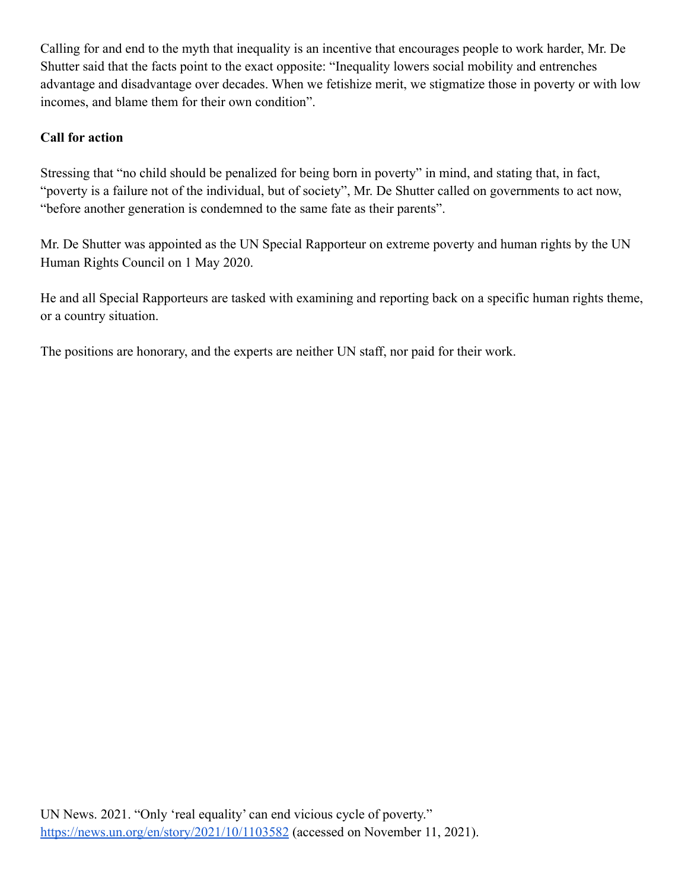Calling for and end to the myth that inequality is an incentive that encourages people to work harder, Mr. De Shutter said that the facts point to the exact opposite: “Inequality lowers social mobility and entrenches advantage and disadvantage over decades. When we fetishize merit, we stigmatize those in poverty or with low incomes, and blame them for their own condition”.

**Call for action**

Stressing that “no child should be penalized for being born in poverty” in mind, and stating that, in fact, “poverty is a failure not of the individual, but of society”, Mr. De Shutter called on governments to act now, “before another generation is condemned to the same fate as their parents”.

Mr. De Shutter was appointed as the UN Special Rapporteur on extreme poverty and human rights by the UN Human Rights Council on 1 May 2020.

He and all Special Rapporteurs are tasked with examining and reporting back on a specific human rights theme, or a country situation.

The positions are honorary, and the experts are neither UN staff, nor paid for their work.

UN News. 2021. “Only ‘real equality’ can end vicious cycle of poverty.” [https://news.un.org/en/story/2021/10/1103582](https://news.un.org/en/story/2021/10/1103582) (accessed on November 11, 2021).